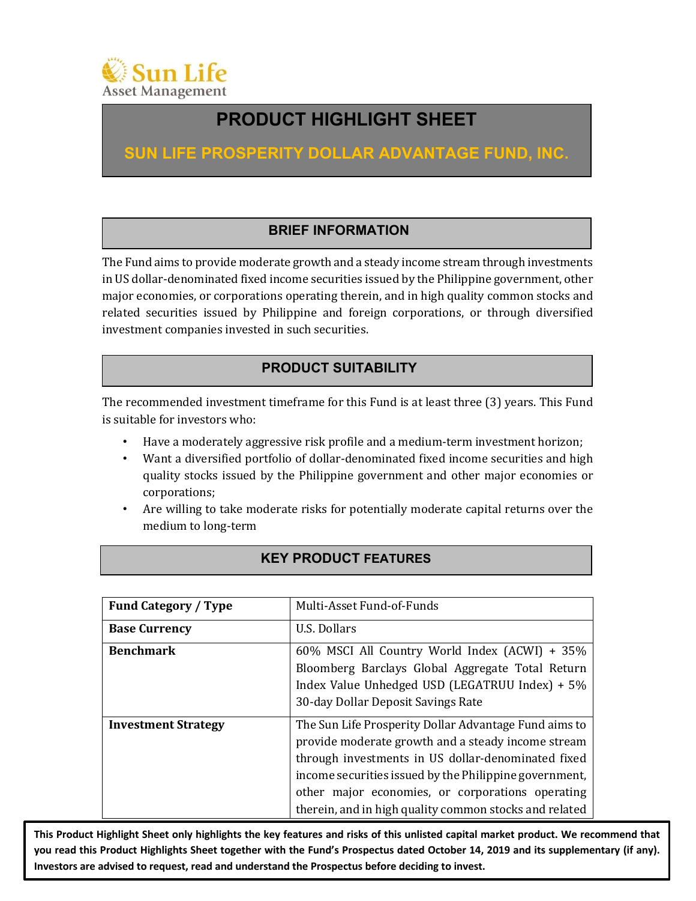Sun Life Asset Management

# PRODUCT HIGHLIGHT SHEET

## SUN LIFE PROSPERITY DOLLAR ADVANTAGE FUND, INC.

## BRIEF INFORMATION

The Fund aims to provide moderate growth and a steady income stream through investments in US dollar-denominated fixed income securities issued by the Philippine government, other major economies, or corporations operating therein, and in high quality common stocks and related securities issued by Philippine and foreign corporations, or through diversified investment companies invested in such securities.

## PRODUCT SUITABILITY

The recommended investment timeframe for this Fund is at least three (3) years. This Fund is suitable for investors who:

- Have a moderately aggressive risk profile and a medium-term investment horizon;
- Want a diversified portfolio of dollar-denominated fixed income securities and high quality stocks issued by the Philippine government and other major economies or corporations;
- Are willing to take moderate risks for potentially moderate capital returns over the medium to long-term

## KEY PRODUCT FEATURES

| | |
|---|---|
| **Fund Category / Type** | Multi-Asset Fund-of-Funds |
| **Base Currency** | U.S. Dollars |
| **Benchmark** | 60% MSCI All Country World Index (ACWI) + 35% Bloomberg Barclays Global Aggregate Total Return Index Value Unhedged USD (LEGATRUU Index) + 5% 30-day Dollar Deposit Savings Rate |
| **Investment Strategy** | The Sun Life Prosperity Dollar Advantage Fund aims to provide moderate growth and a steady income stream through investments in US dollar-denominated fixed income securities issued by the Philippine government, other major economies, or corporations operating therein, and in high quality common stocks and related |

**This Product Highlight Sheet only highlights the key features and risks of this unlisted capital market product. We recommend that you read this Product Highlights Sheet together with the Fund's Prospectus dated October 14, 2019 and its supplementary (if any). Investors are advised to request, read and understand the Prospectus before deciding to invest.**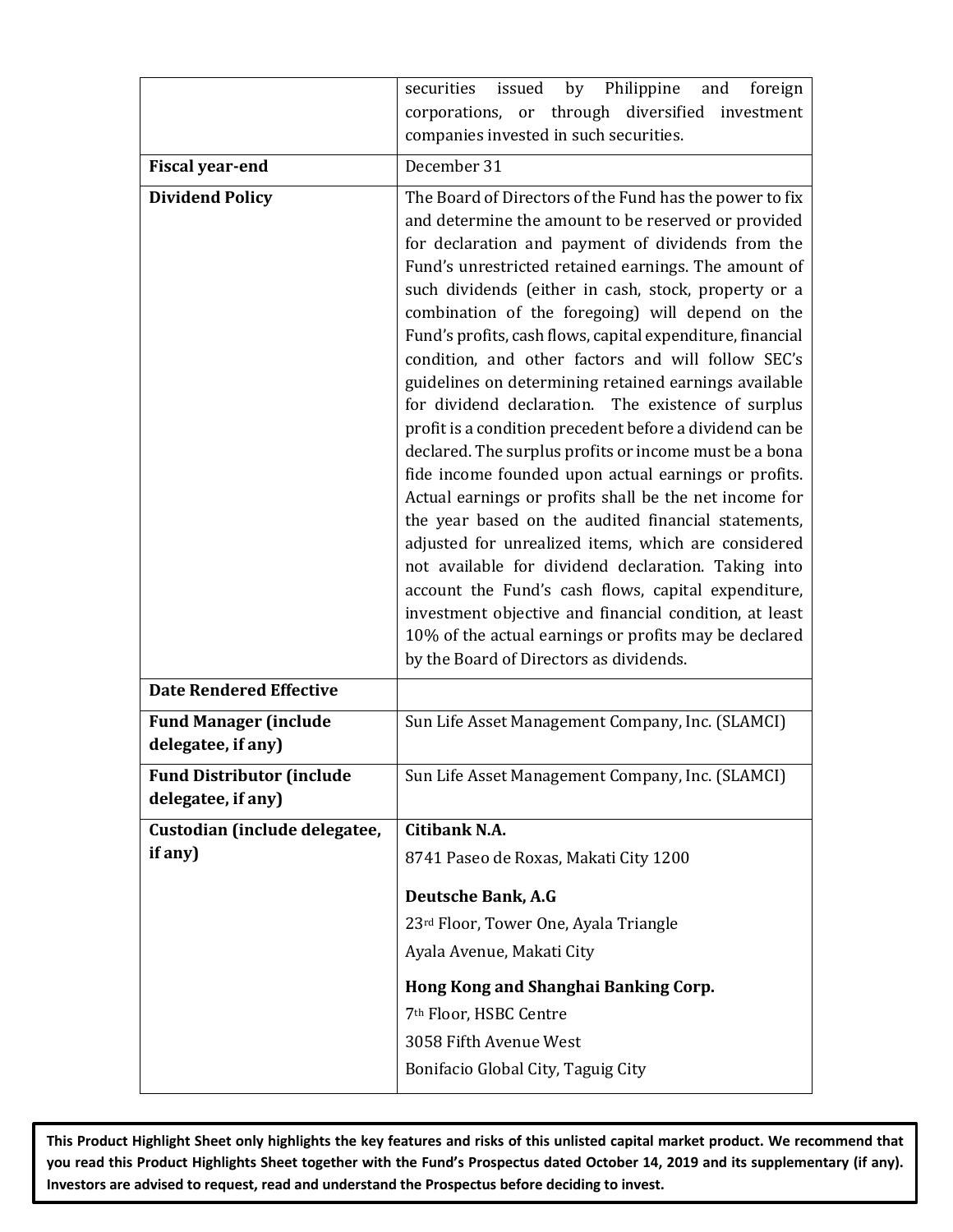| | |
|---|---|
| | securities issued by Philippine and foreign corporations, or through diversified investment companies invested in such securities. |
| **Fiscal year-end** | December 31 |
| **Dividend Policy** | The Board of Directors of the Fund has the power to fix and determine the amount to be reserved or provided for declaration and payment of dividends from the Fund's unrestricted retained earnings. The amount of such dividends (either in cash, stock, property or a combination of the foregoing) will depend on the Fund's profits, cash flows, capital expenditure, financial condition, and other factors and will follow SEC's guidelines on determining retained earnings available for dividend declaration. The existence of surplus profit is a condition precedent before a dividend can be declared. The surplus profits or income must be a bona fide income founded upon actual earnings or profits. Actual earnings or profits shall be the net income for the year based on the audited financial statements, adjusted for unrealized items, which are considered not available for dividend declaration. Taking into account the Fund's cash flows, capital expenditure, investment objective and financial condition, at least 10% of the actual earnings or profits may be declared by the Board of Directors as dividends. |
| **Date Rendered Effective** | |
| **Fund Manager (include delegatee, if any)** | Sun Life Asset Management Company, Inc. (SLAMCI) |
| **Fund Distributor (include delegatee, if any)** | Sun Life Asset Management Company, Inc. (SLAMCI) |
| **Custodian (include delegatee, if any)** | **Citibank N.A.**<br>8741 Paseo de Roxas, Makati City 1200<br><br>**Deutsche Bank, A.G**<br>23rd Floor, Tower One, Ayala Triangle<br>Ayala Avenue, Makati City<br><br>**Hong Kong and Shanghai Banking Corp.**<br>7th Floor, HSBC Centre<br>3058 Fifth Avenue West<br>Bonifacio Global City, Taguig City |

**This Product Highlight Sheet only highlights the key features and risks of this unlisted capital market product. We recommend that you read this Product Highlights Sheet together with the Fund's Prospectus dated October 14, 2019 and its supplementary (if any). Investors are advised to request, read and understand the Prospectus before deciding to invest.**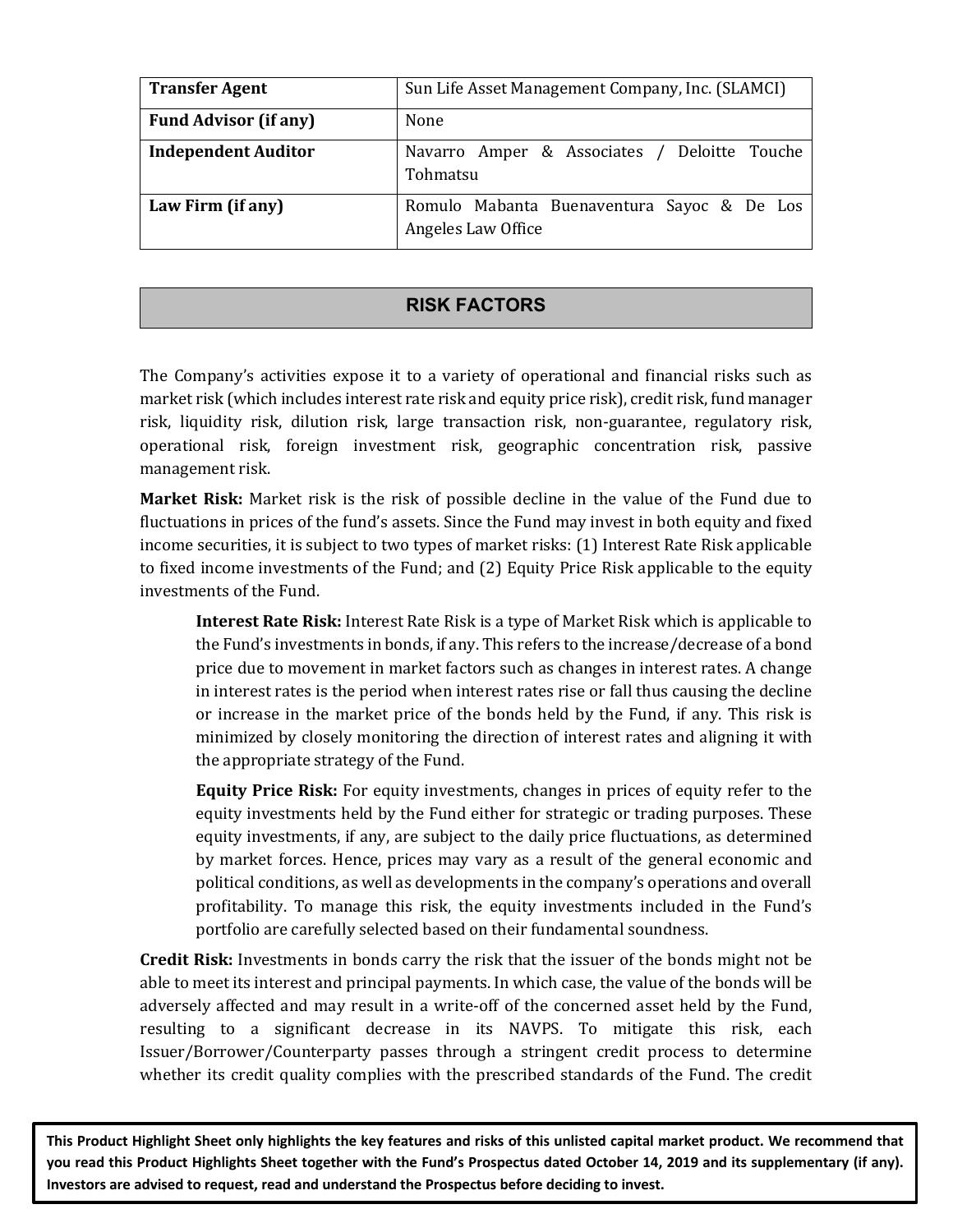| Transfer Agent | Sun Life Asset Management Company, Inc. (SLAMCI) |
|---|---|
| Fund Advisor (if any) | None |
| Independent Auditor | Navarro Amper & Associates / Deloitte Touche Tohmatsu |
| Law Firm (if any) | Romulo Mabanta Buenaventura Sayoc & De Los Angeles Law Office |

## RISK FACTORS

The Company's activities expose it to a variety of operational and financial risks such as market risk (which includes interest rate risk and equity price risk), credit risk, fund manager risk, liquidity risk, dilution risk, large transaction risk, non-guarantee, regulatory risk, operational risk, foreign investment risk, geographic concentration risk, passive management risk.

**Market Risk:** Market risk is the risk of possible decline in the value of the Fund due to fluctuations in prices of the fund's assets. Since the Fund may invest in both equity and fixed income securities, it is subject to two types of market risks: (1) Interest Rate Risk applicable to fixed income investments of the Fund; and (2) Equity Price Risk applicable to the equity investments of the Fund.

> **Interest Rate Risk:** Interest Rate Risk is a type of Market Risk which is applicable to the Fund's investments in bonds, if any. This refers to the increase/decrease of a bond price due to movement in market factors such as changes in interest rates. A change in interest rates is the period when interest rates rise or fall thus causing the decline or increase in the market price of the bonds held by the Fund, if any. This risk is minimized by closely monitoring the direction of interest rates and aligning it with the appropriate strategy of the Fund.
>
> **Equity Price Risk:** For equity investments, changes in prices of equity refer to the equity investments held by the Fund either for strategic or trading purposes. These equity investments, if any, are subject to the daily price fluctuations, as determined by market forces. Hence, prices may vary as a result of the general economic and political conditions, as well as developments in the company's operations and overall profitability. To manage this risk, the equity investments included in the Fund's portfolio are carefully selected based on their fundamental soundness.

**Credit Risk:** Investments in bonds carry the risk that the issuer of the bonds might not be able to meet its interest and principal payments. In which case, the value of the bonds will be adversely affected and may result in a write-off of the concerned asset held by the Fund, resulting to a significant decrease in its NAVPS. To mitigate this risk, each Issuer/Borrower/Counterparty passes through a stringent credit process to determine whether its credit quality complies with the prescribed standards of the Fund. The credit

**This Product Highlight Sheet only highlights the key features and risks of this unlisted capital market product. We recommend that you read this Product Highlights Sheet together with the Fund's Prospectus dated October 14, 2019 and its supplementary (if any). Investors are advised to request, read and understand the Prospectus before deciding to invest.**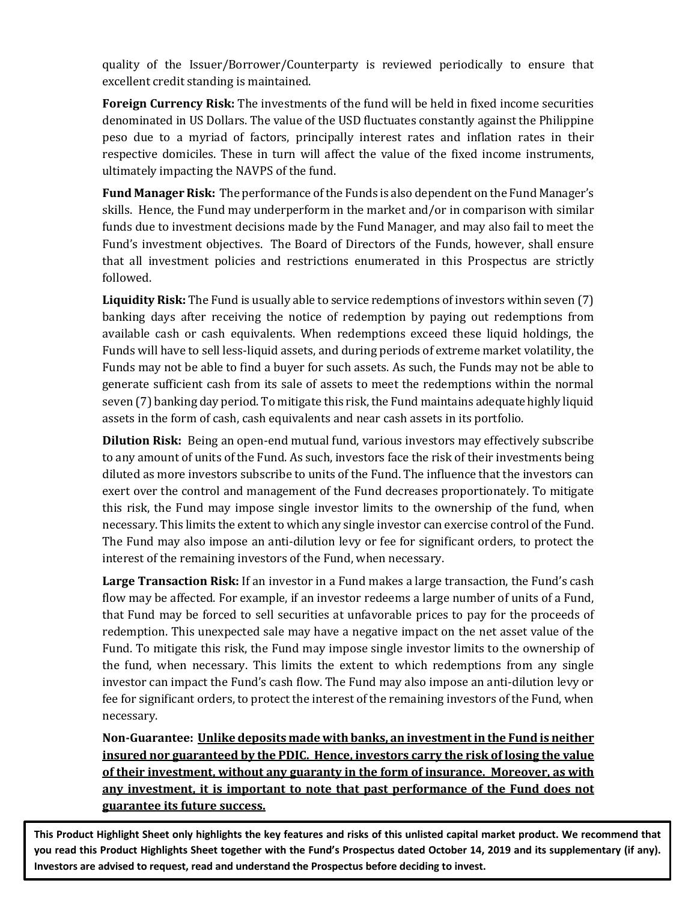quality of the Issuer/Borrower/Counterparty is reviewed periodically to ensure that excellent credit standing is maintained.

**Foreign Currency Risk:** The investments of the fund will be held in fixed income securities denominated in US Dollars. The value of the USD fluctuates constantly against the Philippine peso due to a myriad of factors, principally interest rates and inflation rates in their respective domiciles. These in turn will affect the value of the fixed income instruments, ultimately impacting the NAVPS of the fund.

**Fund Manager Risk:** The performance of the Funds is also dependent on the Fund Manager's skills. Hence, the Fund may underperform in the market and/or in comparison with similar funds due to investment decisions made by the Fund Manager, and may also fail to meet the Fund's investment objectives. The Board of Directors of the Funds, however, shall ensure that all investment policies and restrictions enumerated in this Prospectus are strictly followed.

**Liquidity Risk:** The Fund is usually able to service redemptions of investors within seven (7) banking days after receiving the notice of redemption by paying out redemptions from available cash or cash equivalents. When redemptions exceed these liquid holdings, the Funds will have to sell less-liquid assets, and during periods of extreme market volatility, the Funds may not be able to find a buyer for such assets. As such, the Funds may not be able to generate sufficient cash from its sale of assets to meet the redemptions within the normal seven (7) banking day period. To mitigate this risk, the Fund maintains adequate highly liquid assets in the form of cash, cash equivalents and near cash assets in its portfolio.

**Dilution Risk:** Being an open-end mutual fund, various investors may effectively subscribe to any amount of units of the Fund. As such, investors face the risk of their investments being diluted as more investors subscribe to units of the Fund. The influence that the investors can exert over the control and management of the Fund decreases proportionately. To mitigate this risk, the Fund may impose single investor limits to the ownership of the fund, when necessary. This limits the extent to which any single investor can exercise control of the Fund. The Fund may also impose an anti-dilution levy or fee for significant orders, to protect the interest of the remaining investors of the Fund, when necessary.

**Large Transaction Risk:** If an investor in a Fund makes a large transaction, the Fund's cash flow may be affected. For example, if an investor redeems a large number of units of a Fund, that Fund may be forced to sell securities at unfavorable prices to pay for the proceeds of redemption. This unexpected sale may have a negative impact on the net asset value of the Fund. To mitigate this risk, the Fund may impose single investor limits to the ownership of the fund, when necessary. This limits the extent to which redemptions from any single investor can impact the Fund's cash flow. The Fund may also impose an anti-dilution levy or fee for significant orders, to protect the interest of the remaining investors of the Fund, when necessary.

**Non-Guarantee:** **Unlike deposits made with banks, an investment in the Fund is neither insured nor guaranteed by the PDIC. Hence, investors carry the risk of losing the value of their investment, without any guaranty in the form of insurance. Moreover, as with any investment, it is important to note that past performance of the Fund does not guarantee its future success.**

**This Product Highlight Sheet only highlights the key features and risks of this unlisted capital market product. We recommend that you read this Product Highlights Sheet together with the Fund's Prospectus dated October 14, 2019 and its supplementary (if any). Investors are advised to request, read and understand the Prospectus before deciding to invest.**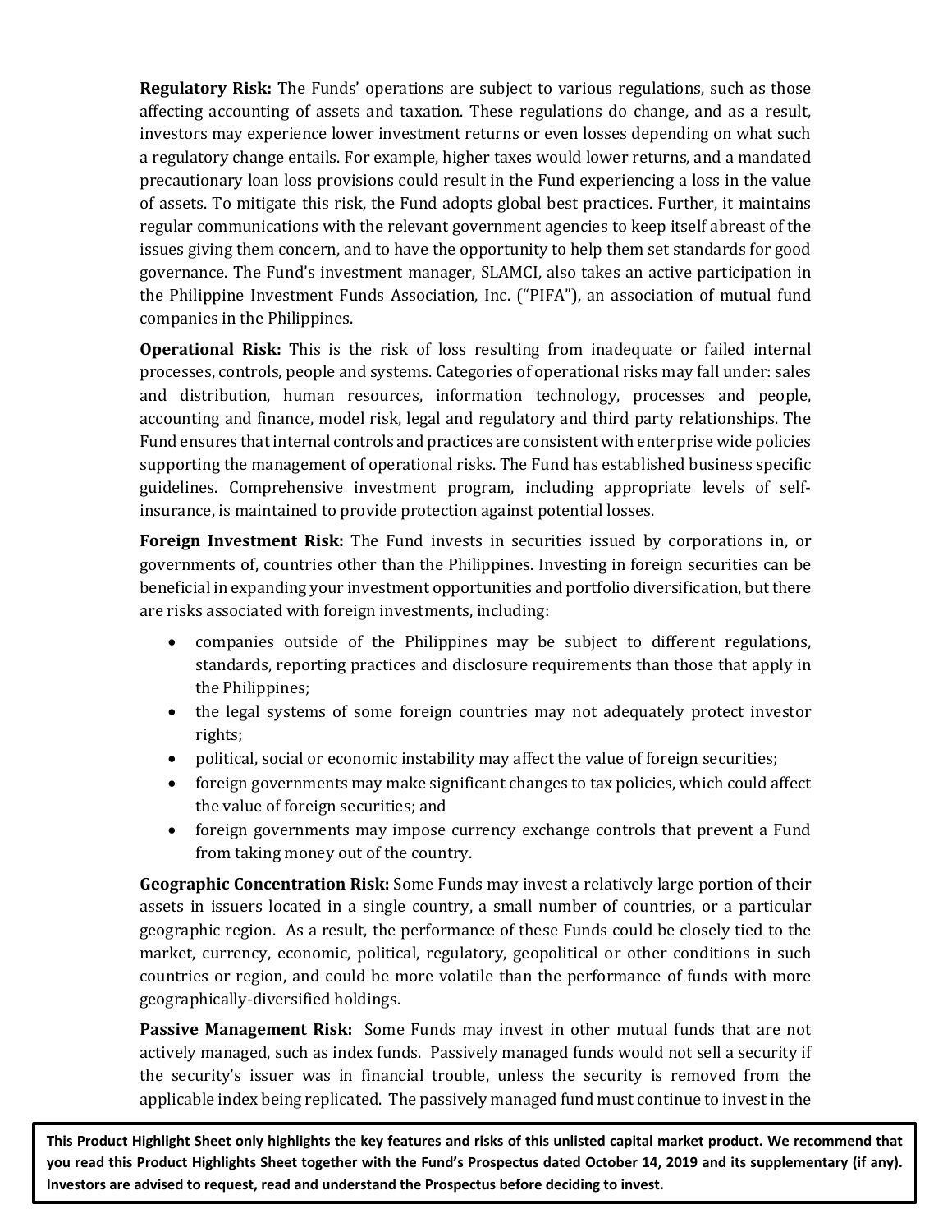**Regulatory Risk:** The Funds' operations are subject to various regulations, such as those affecting accounting of assets and taxation. These regulations do change, and as a result, investors may experience lower investment returns or even losses depending on what such a regulatory change entails. For example, higher taxes would lower returns, and a mandated precautionary loan loss provisions could result in the Fund experiencing a loss in the value of assets. To mitigate this risk, the Fund adopts global best practices. Further, it maintains regular communications with the relevant government agencies to keep itself abreast of the issues giving them concern, and to have the opportunity to help them set standards for good governance. The Fund's investment manager, SLAMCI, also takes an active participation in the Philippine Investment Funds Association, Inc. ("PIFA"), an association of mutual fund companies in the Philippines.

**Operational Risk:** This is the risk of loss resulting from inadequate or failed internal processes, controls, people and systems. Categories of operational risks may fall under: sales and distribution, human resources, information technology, processes and people, accounting and finance, model risk, legal and regulatory and third party relationships. The Fund ensures that internal controls and practices are consistent with enterprise wide policies supporting the management of operational risks. The Fund has established business specific guidelines. Comprehensive investment program, including appropriate levels of self-insurance, is maintained to provide protection against potential losses.

**Foreign Investment Risk:** The Fund invests in securities issued by corporations in, or governments of, countries other than the Philippines. Investing in foreign securities can be beneficial in expanding your investment opportunities and portfolio diversification, but there are risks associated with foreign investments, including:

- companies outside of the Philippines may be subject to different regulations, standards, reporting practices and disclosure requirements than those that apply in the Philippines;
- the legal systems of some foreign countries may not adequately protect investor rights;
- political, social or economic instability may affect the value of foreign securities;
- foreign governments may make significant changes to tax policies, which could affect the value of foreign securities; and
- foreign governments may impose currency exchange controls that prevent a Fund from taking money out of the country.

**Geographic Concentration Risk:** Some Funds may invest a relatively large portion of their assets in issuers located in a single country, a small number of countries, or a particular geographic region. As a result, the performance of these Funds could be closely tied to the market, currency, economic, political, regulatory, geopolitical or other conditions in such countries or region, and could be more volatile than the performance of funds with more geographically-diversified holdings.

**Passive Management Risk:** Some Funds may invest in other mutual funds that are not actively managed, such as index funds. Passively managed funds would not sell a security if the security's issuer was in financial trouble, unless the security is removed from the applicable index being replicated. The passively managed fund must continue to invest in the

**This Product Highlight Sheet only highlights the key features and risks of this unlisted capital market product. We recommend that you read this Product Highlights Sheet together with the Fund's Prospectus dated October 14, 2019 and its supplementary (if any). Investors are advised to request, read and understand the Prospectus before deciding to invest.**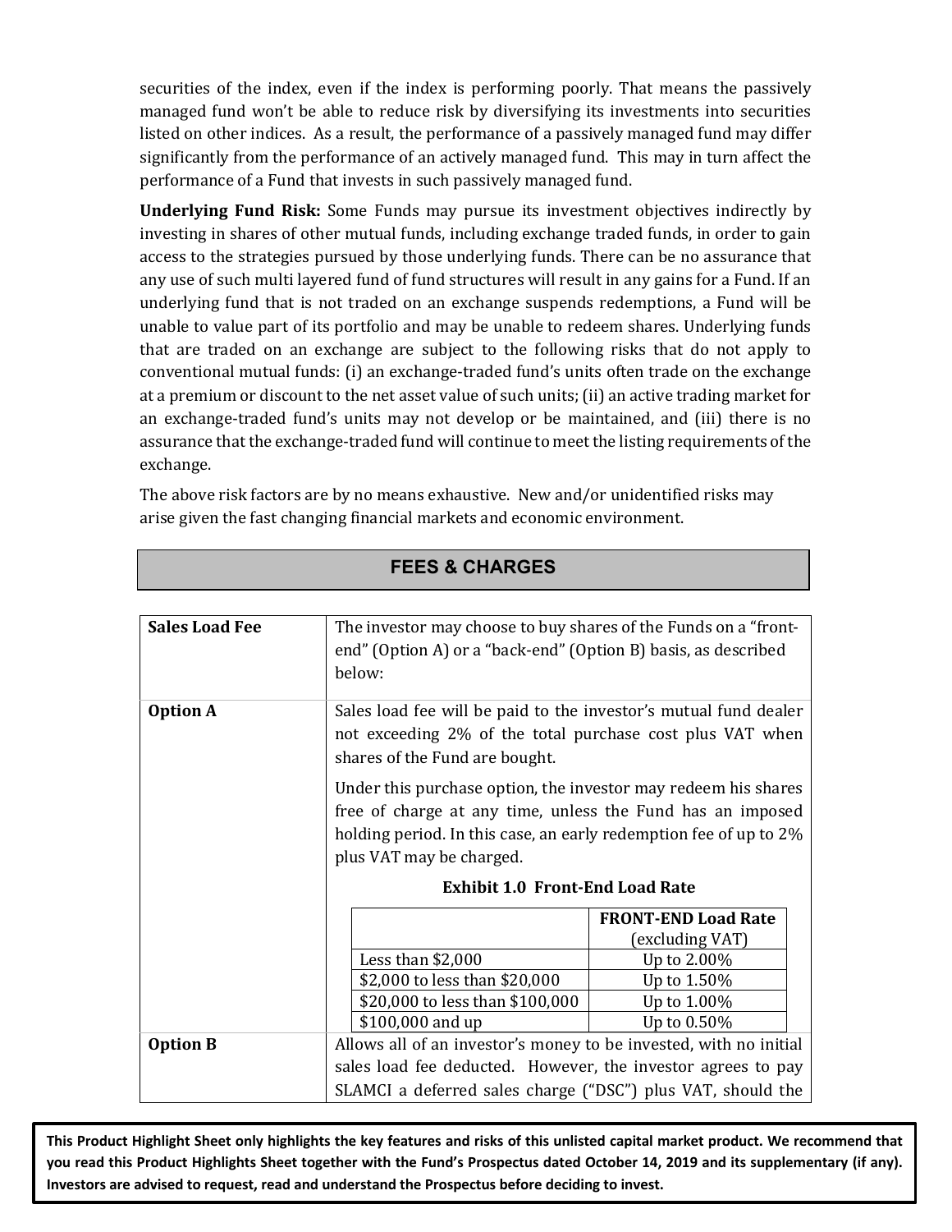securities of the index, even if the index is performing poorly. That means the passively managed fund won't be able to reduce risk by diversifying its investments into securities listed on other indices. As a result, the performance of a passively managed fund may differ significantly from the performance of an actively managed fund. This may in turn affect the performance of a Fund that invests in such passively managed fund.

**Underlying Fund Risk:** Some Funds may pursue its investment objectives indirectly by investing in shares of other mutual funds, including exchange traded funds, in order to gain access to the strategies pursued by those underlying funds. There can be no assurance that any use of such multi layered fund of fund structures will result in any gains for a Fund. If an underlying fund that is not traded on an exchange suspends redemptions, a Fund will be unable to value part of its portfolio and may be unable to redeem shares. Underlying funds that are traded on an exchange are subject to the following risks that do not apply to conventional mutual funds: (i) an exchange-traded fund's units often trade on the exchange at a premium or discount to the net asset value of such units; (ii) an active trading market for an exchange-traded fund's units may not develop or be maintained, and (iii) there is no assurance that the exchange-traded fund will continue to meet the listing requirements of the exchange.

The above risk factors are by no means exhaustive. New and/or unidentified risks may arise given the fast changing financial markets and economic environment.

## FEES & CHARGES

| | |
|---|---|
| **Sales Load Fee** | The investor may choose to buy shares of the Funds on a "front-end" (Option A) or a "back-end" (Option B) basis, as described below: |
| **Option A** | Sales load fee will be paid to the investor's mutual fund dealer not exceeding 2% of the total purchase cost plus VAT when shares of the Fund are bought.<br><br>Under this purchase option, the investor may redeem his shares free of charge at any time, unless the Fund has an imposed holding period. In this case, an early redemption fee of up to 2% plus VAT may be charged. |
| **Option B** | Allows all of an investor's money to be invested, with no initial sales load fee deducted. However, the investor agrees to pay SLAMCI a deferred sales charge ("DSC") plus VAT, should the |

**Exhibit 1.0 Front-End Load Rate**

| | FRONT-END Load Rate (excluding VAT) |
|---|---|
| Less than $2,000 | Up to 2.00% |
| $2,000 to less than $20,000 | Up to 1.50% |
| $20,000 to less than $100,000 | Up to 1.00% |
| $100,000 and up | Up to 0.50% |

**This Product Highlight Sheet only highlights the key features and risks of this unlisted capital market product. We recommend that you read this Product Highlights Sheet together with the Fund's Prospectus dated October 14, 2019 and its supplementary (if any). Investors are advised to request, read and understand the Prospectus before deciding to invest.**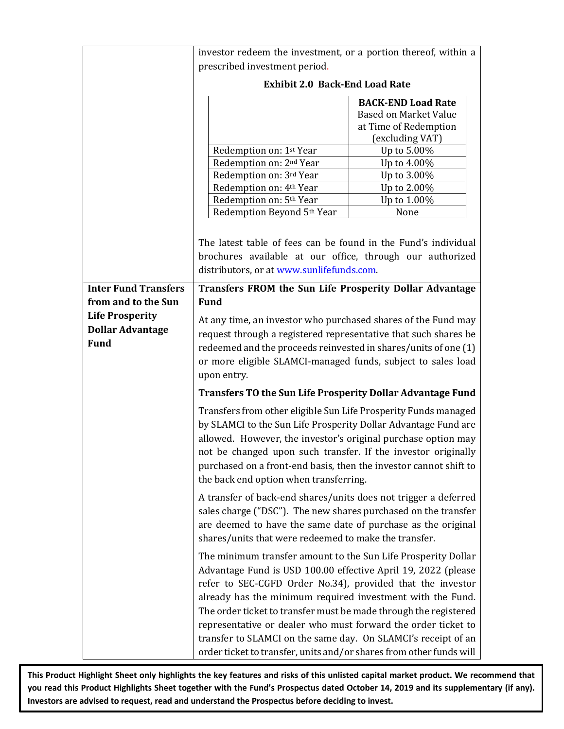investor redeem the investment, or a portion thereof, within a prescribed investment period.

**Exhibit 2.0 Back-End Load Rate**

| | **BACK-END Load Rate** Based on Market Value at Time of Redemption (excluding VAT) |
|---|---|
| Redemption on: 1st Year | Up to 5.00% |
| Redemption on: 2nd Year | Up to 4.00% |
| Redemption on: 3rd Year | Up to 3.00% |
| Redemption on: 4th Year | Up to 2.00% |
| Redemption on: 5th Year | Up to 1.00% |
| Redemption Beyond 5th Year | None |

The latest table of fees can be found in the Fund's individual brochures available at our office, through our authorized distributors, or at www.sunlifefunds.com.

**Inter Fund Transfers from and to the Sun Life Prosperity Dollar Advantage Fund**

**Transfers FROM the Sun Life Prosperity Dollar Advantage Fund**

At any time, an investor who purchased shares of the Fund may request through a registered representative that such shares be redeemed and the proceeds reinvested in shares/units of one (1) or more eligible SLAMCI-managed funds, subject to sales load upon entry.

**Transfers TO the Sun Life Prosperity Dollar Advantage Fund**

Transfers from other eligible Sun Life Prosperity Funds managed by SLAMCI to the Sun Life Prosperity Dollar Advantage Fund are allowed. However, the investor's original purchase option may not be changed upon such transfer. If the investor originally purchased on a front-end basis, then the investor cannot shift to the back end option when transferring.

A transfer of back-end shares/units does not trigger a deferred sales charge ("DSC"). The new shares purchased on the transfer are deemed to have the same date of purchase as the original shares/units that were redeemed to make the transfer.

The minimum transfer amount to the Sun Life Prosperity Dollar Advantage Fund is USD 100.00 effective April 19, 2022 (please refer to SEC-CGFD Order No.34), provided that the investor already has the minimum required investment with the Fund. The order ticket to transfer must be made through the registered representative or dealer who must forward the order ticket to transfer to SLAMCI on the same day. On SLAMCI's receipt of an order ticket to transfer, units and/or shares from other funds will

**This Product Highlight Sheet only highlights the key features and risks of this unlisted capital market product. We recommend that you read this Product Highlights Sheet together with the Fund's Prospectus dated October 14, 2019 and its supplementary (if any). Investors are advised to request, read and understand the Prospectus before deciding to invest.**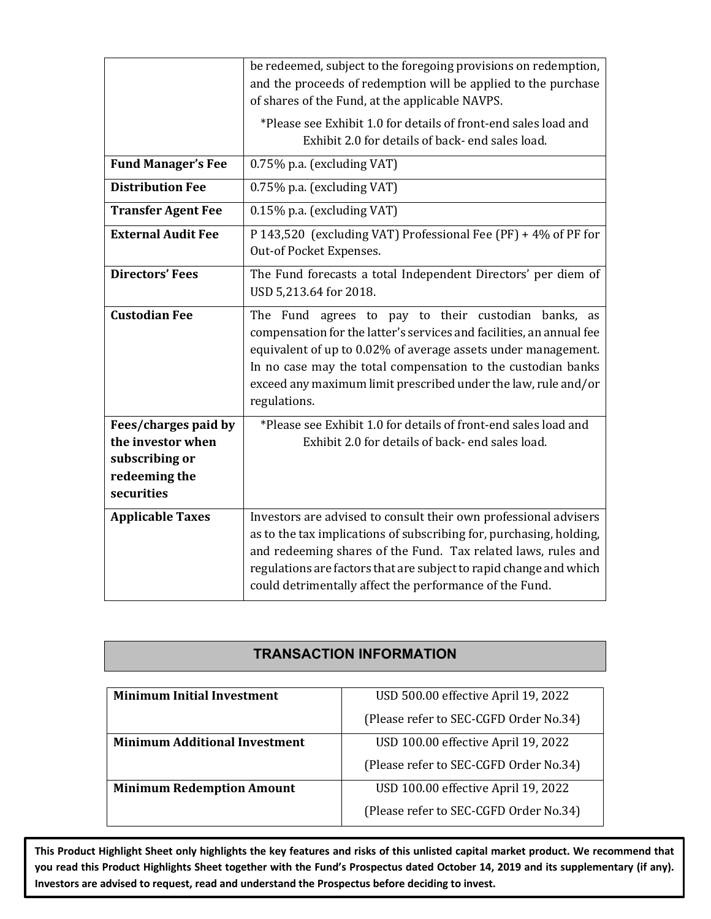| | |
|---|---|
| | be redeemed, subject to the foregoing provisions on redemption, and the proceeds of redemption will be applied to the purchase of shares of the Fund, at the applicable NAVPS.<br><br>*Please see Exhibit 1.0 for details of front-end sales load and Exhibit 2.0 for details of back- end sales load. |
| **Fund Manager's Fee** | 0.75% p.a. (excluding VAT) |
| **Distribution Fee** | 0.75% p.a. (excluding VAT) |
| **Transfer Agent Fee** | 0.15% p.a. (excluding VAT) |
| **External Audit Fee** | P 143,520 (excluding VAT) Professional Fee (PF) + 4% of PF for Out-of Pocket Expenses. |
| **Directors' Fees** | The Fund forecasts a total Independent Directors' per diem of USD 5,213.64 for 2018. |
| **Custodian Fee** | The Fund agrees to pay to their custodian banks, as compensation for the latter's services and facilities, an annual fee equivalent of up to 0.02% of average assets under management. In no case may the total compensation to the custodian banks exceed any maximum limit prescribed under the law, rule and/or regulations. |
| **Fees/charges paid by the investor when subscribing or redeeming the securities** | *Please see Exhibit 1.0 for details of front-end sales load and Exhibit 2.0 for details of back- end sales load. |
| **Applicable Taxes** | Investors are advised to consult their own professional advisers as to the tax implications of subscribing for, purchasing, holding, and redeeming shares of the Fund. Tax related laws, rules and regulations are factors that are subject to rapid change and which could detrimentally affect the performance of the Fund. |

## TRANSACTION INFORMATION

| | |
|---|---|
| **Minimum Initial Investment** | USD 500.00 effective April 19, 2022<br>(Please refer to SEC-CGFD Order No.34) |
| **Minimum Additional Investment** | USD 100.00 effective April 19, 2022<br>(Please refer to SEC-CGFD Order No.34) |
| **Minimum Redemption Amount** | USD 100.00 effective April 19, 2022<br>(Please refer to SEC-CGFD Order No.34) |

**This Product Highlight Sheet only highlights the key features and risks of this unlisted capital market product. We recommend that you read this Product Highlights Sheet together with the Fund's Prospectus dated October 14, 2019 and its supplementary (if any). Investors are advised to request, read and understand the Prospectus before deciding to invest.**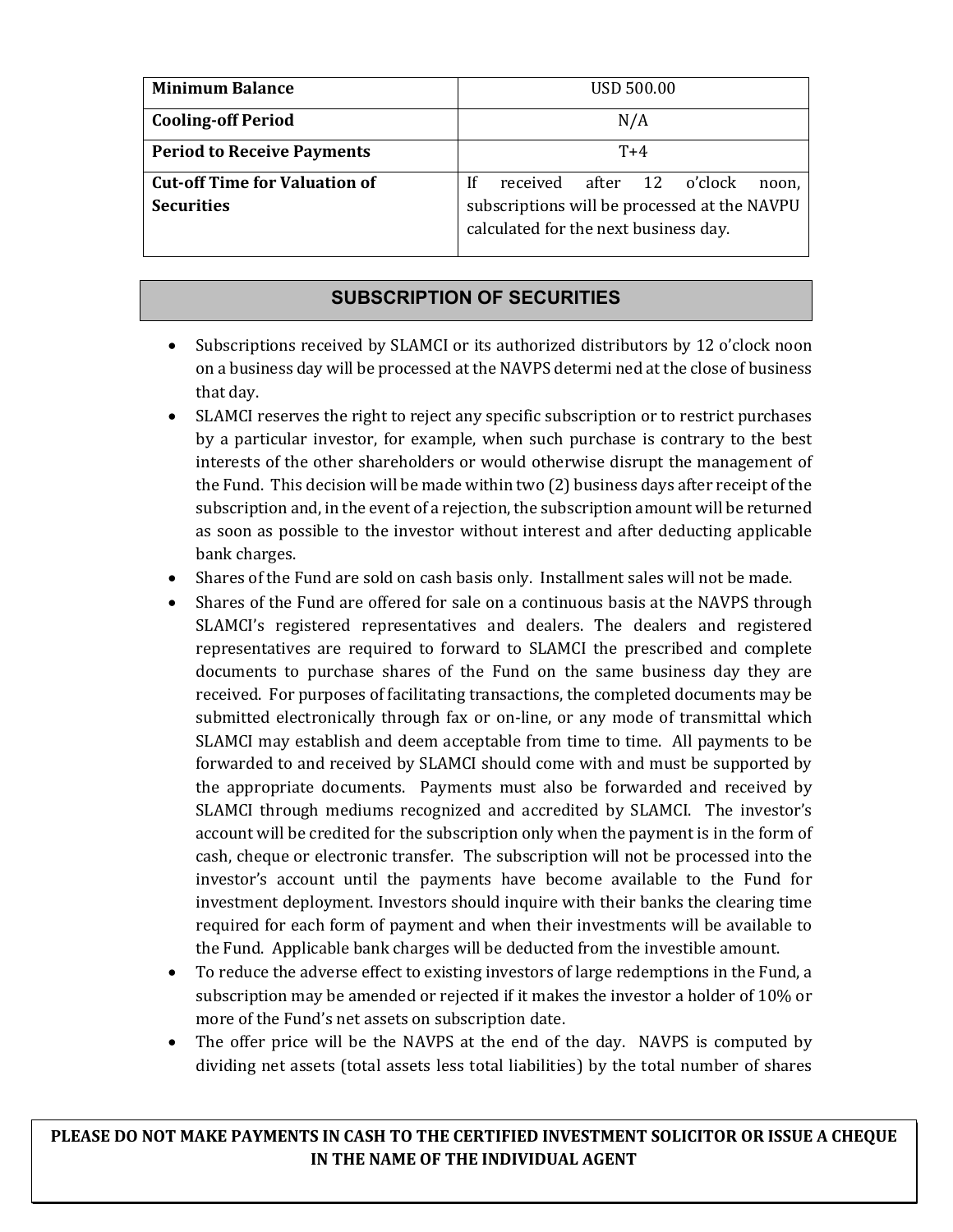| **Minimum Balance** | USD 500.00 |
|---|---|
| **Cooling-off Period** | N/A |
| **Period to Receive Payments** | T+4 |
| **Cut-off Time for Valuation of Securities** | If received after 12 o'clock noon, subscriptions will be processed at the NAVPU calculated for the next business day. |

## SUBSCRIPTION OF SECURITIES

- Subscriptions received by SLAMCI or its authorized distributors by 12 o'clock noon on a business day will be processed at the NAVPS determi ned at the close of business that day.
- SLAMCI reserves the right to reject any specific subscription or to restrict purchases by a particular investor, for example, when such purchase is contrary to the best interests of the other shareholders or would otherwise disrupt the management of the Fund. This decision will be made within two (2) business days after receipt of the subscription and, in the event of a rejection, the subscription amount will be returned as soon as possible to the investor without interest and after deducting applicable bank charges.
- Shares of the Fund are sold on cash basis only. Installment sales will not be made.
- Shares of the Fund are offered for sale on a continuous basis at the NAVPS through SLAMCI's registered representatives and dealers. The dealers and registered representatives are required to forward to SLAMCI the prescribed and complete documents to purchase shares of the Fund on the same business day they are received. For purposes of facilitating transactions, the completed documents may be submitted electronically through fax or on-line, or any mode of transmittal which SLAMCI may establish and deem acceptable from time to time. All payments to be forwarded to and received by SLAMCI should come with and must be supported by the appropriate documents. Payments must also be forwarded and received by SLAMCI through mediums recognized and accredited by SLAMCI. The investor's account will be credited for the subscription only when the payment is in the form of cash, cheque or electronic transfer. The subscription will not be processed into the investor's account until the payments have become available to the Fund for investment deployment. Investors should inquire with their banks the clearing time required for each form of payment and when their investments will be available to the Fund. Applicable bank charges will be deducted from the investible amount.
- To reduce the adverse effect to existing investors of large redemptions in the Fund, a subscription may be amended or rejected if it makes the investor a holder of 10% or more of the Fund's net assets on subscription date.
- The offer price will be the NAVPS at the end of the day. NAVPS is computed by dividing net assets (total assets less total liabilities) by the total number of shares

**PLEASE DO NOT MAKE PAYMENTS IN CASH TO THE CERTIFIED INVESTMENT SOLICITOR OR ISSUE A CHEQUE IN THE NAME OF THE INDIVIDUAL AGENT**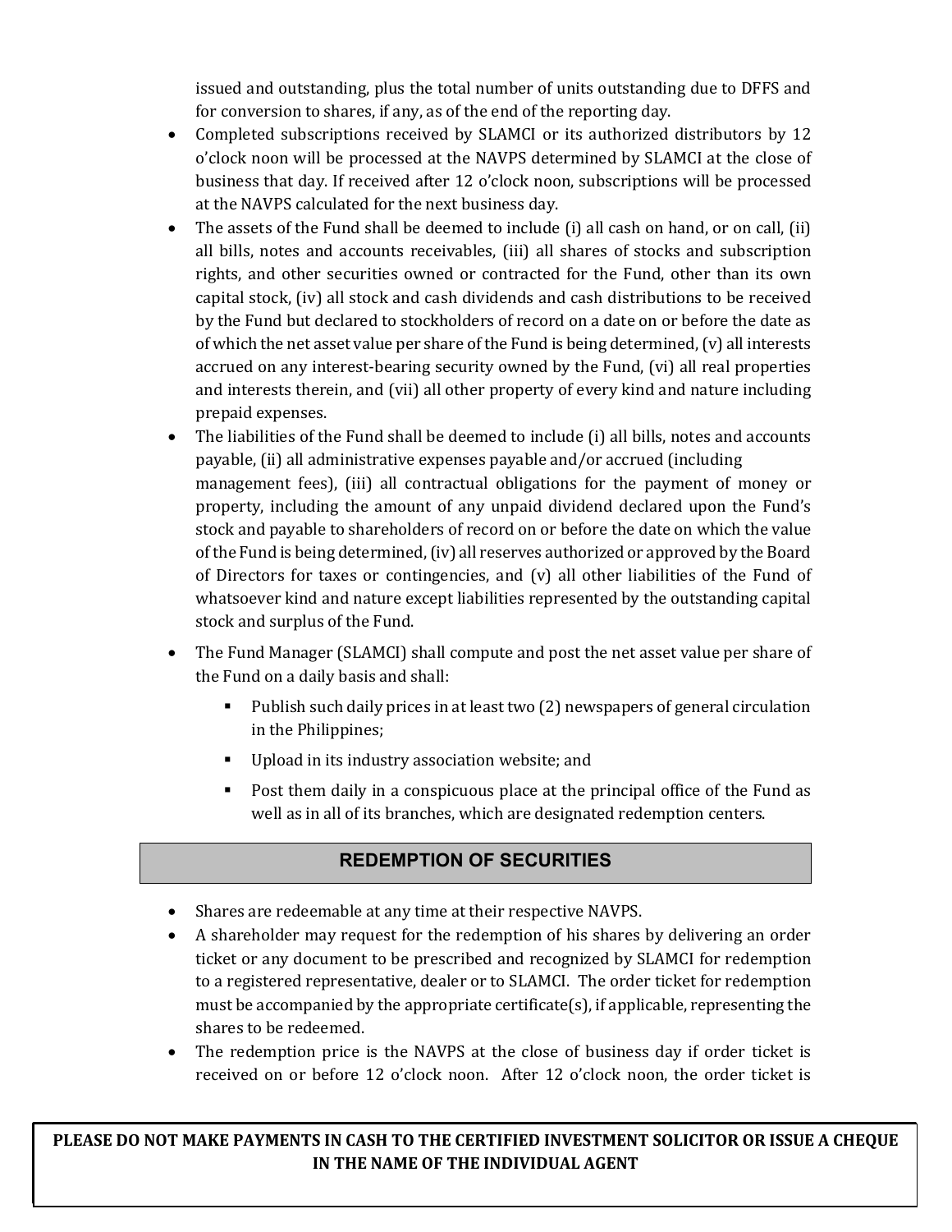issued and outstanding, plus the total number of units outstanding due to DFFS and for conversion to shares, if any, as of the end of the reporting day.

- Completed subscriptions received by SLAMCI or its authorized distributors by 12 o'clock noon will be processed at the NAVPS determined by SLAMCI at the close of business that day. If received after 12 o'clock noon, subscriptions will be processed at the NAVPS calculated for the next business day.
- The assets of the Fund shall be deemed to include (i) all cash on hand, or on call, (ii) all bills, notes and accounts receivables, (iii) all shares of stocks and subscription rights, and other securities owned or contracted for the Fund, other than its own capital stock, (iv) all stock and cash dividends and cash distributions to be received by the Fund but declared to stockholders of record on a date on or before the date as of which the net asset value per share of the Fund is being determined, (v) all interests accrued on any interest-bearing security owned by the Fund, (vi) all real properties and interests therein, and (vii) all other property of every kind and nature including prepaid expenses.
- The liabilities of the Fund shall be deemed to include (i) all bills, notes and accounts payable, (ii) all administrative expenses payable and/or accrued (including management fees), (iii) all contractual obligations for the payment of money or property, including the amount of any unpaid dividend declared upon the Fund's stock and payable to shareholders of record on or before the date on which the value of the Fund is being determined, (iv) all reserves authorized or approved by the Board of Directors for taxes or contingencies, and (v) all other liabilities of the Fund of whatsoever kind and nature except liabilities represented by the outstanding capital stock and surplus of the Fund.
- The Fund Manager (SLAMCI) shall compute and post the net asset value per share of the Fund on a daily basis and shall:
  - Publish such daily prices in at least two (2) newspapers of general circulation in the Philippines;
  - Upload in its industry association website; and
  - Post them daily in a conspicuous place at the principal office of the Fund as well as in all of its branches, which are designated redemption centers.

## REDEMPTION OF SECURITIES

- Shares are redeemable at any time at their respective NAVPS.
- A shareholder may request for the redemption of his shares by delivering an order ticket or any document to be prescribed and recognized by SLAMCI for redemption to a registered representative, dealer or to SLAMCI. The order ticket for redemption must be accompanied by the appropriate certificate(s), if applicable, representing the shares to be redeemed.
- The redemption price is the NAVPS at the close of business day if order ticket is received on or before 12 o'clock noon. After 12 o'clock noon, the order ticket is

**PLEASE DO NOT MAKE PAYMENTS IN CASH TO THE CERTIFIED INVESTMENT SOLICITOR OR ISSUE A CHEQUE IN THE NAME OF THE INDIVIDUAL AGENT**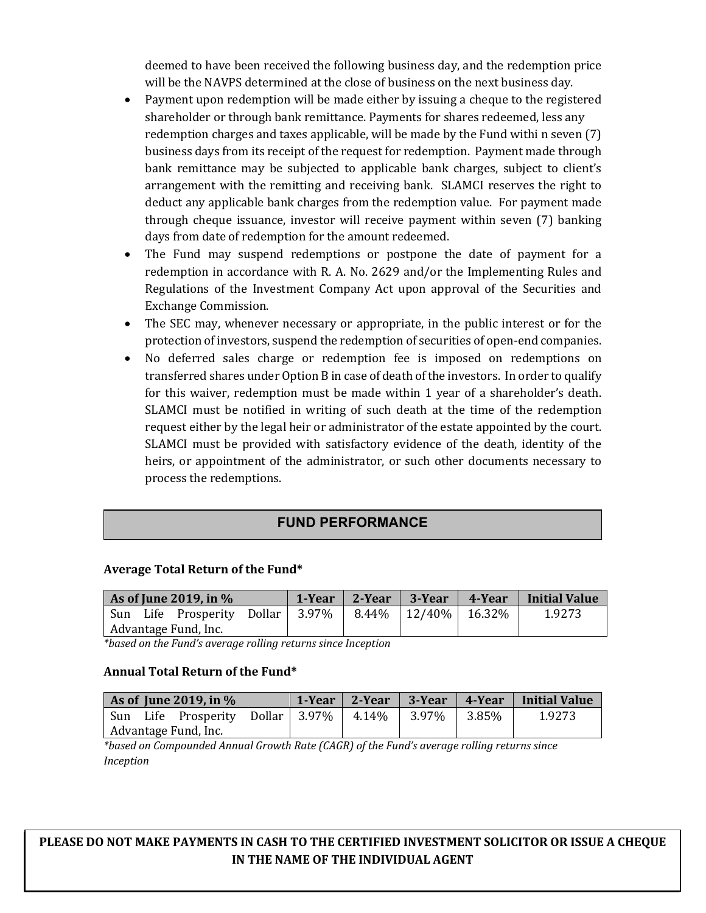deemed to have been received the following business day, and the redemption price will be the NAVPS determined at the close of business on the next business day.

- Payment upon redemption will be made either by issuing a cheque to the registered shareholder or through bank remittance. Payments for shares redeemed, less any redemption charges and taxes applicable, will be made by the Fund withi n seven (7) business days from its receipt of the request for redemption. Payment made through bank remittance may be subjected to applicable bank charges, subject to client's arrangement with the remitting and receiving bank. SLAMCI reserves the right to deduct any applicable bank charges from the redemption value. For payment made through cheque issuance, investor will receive payment within seven (7) banking days from date of redemption for the amount redeemed.
- The Fund may suspend redemptions or postpone the date of payment for a redemption in accordance with R. A. No. 2629 and/or the Implementing Rules and Regulations of the Investment Company Act upon approval of the Securities and Exchange Commission.
- The SEC may, whenever necessary or appropriate, in the public interest or for the protection of investors, suspend the redemption of securities of open-end companies.
- No deferred sales charge or redemption fee is imposed on redemptions on transferred shares under Option B in case of death of the investors. In order to qualify for this waiver, redemption must be made within 1 year of a shareholder's death. SLAMCI must be notified in writing of such death at the time of the redemption request either by the legal heir or administrator of the estate appointed by the court. SLAMCI must be provided with satisfactory evidence of the death, identity of the heirs, or appointment of the administrator, or such other documents necessary to process the redemptions.

## FUND PERFORMANCE

**Average Total Return of the Fund***

| As of June 2019, in % | 1-Year | 2-Year | 3-Year | 4-Year | Initial Value |
|---|---|---|---|---|---|
| Sun Life Prosperity Dollar Advantage Fund, Inc. | 3.97% | 8.44% | 12/40% | 16.32% | 1.9273 |

*\*based on the Fund's average rolling returns since Inception*

**Annual Total Return of the Fund***

| As of June 2019, in % | 1-Year | 2-Year | 3-Year | 4-Year | Initial Value |
|---|---|---|---|---|---|
| Sun Life Prosperity Dollar Advantage Fund, Inc. | 3.97% | 4.14% | 3.97% | 3.85% | 1.9273 |

*\*based on Compounded Annual Growth Rate (CAGR) of the Fund's average rolling returns since Inception*

**PLEASE DO NOT MAKE PAYMENTS IN CASH TO THE CERTIFIED INVESTMENT SOLICITOR OR ISSUE A CHEQUE IN THE NAME OF THE INDIVIDUAL AGENT**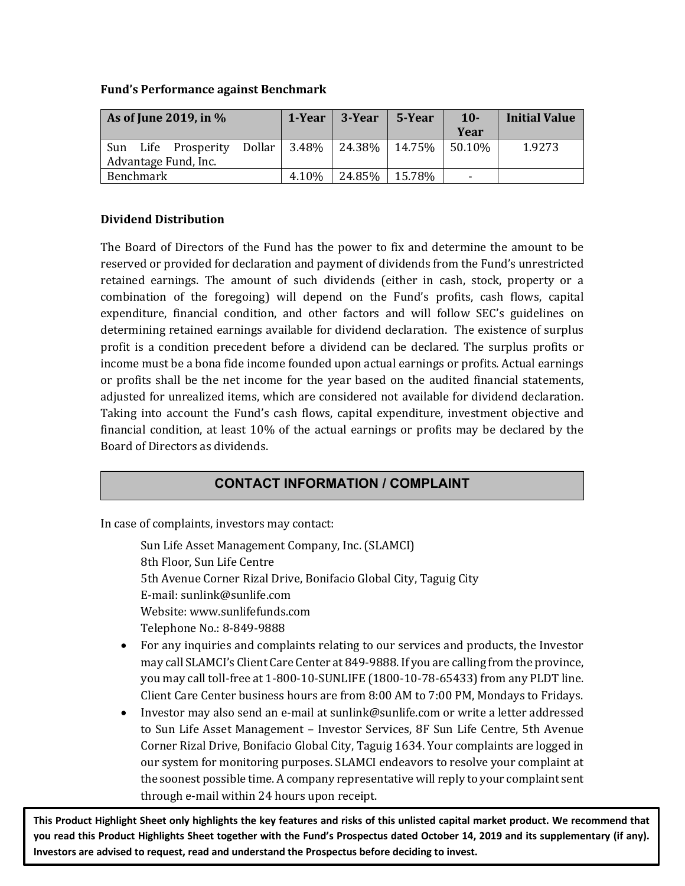**Fund's Performance against Benchmark**

| As of June 2019, in % | 1-Year | 3-Year | 5-Year | 10-Year | Initial Value |
|---|---|---|---|---|---|
| Sun Life Prosperity Dollar Advantage Fund, Inc. | 3.48% | 24.38% | 14.75% | 50.10% | 1.9273 |
| Benchmark | 4.10% | 24.85% | 15.78% | - | |

**Dividend Distribution**

The Board of Directors of the Fund has the power to fix and determine the amount to be reserved or provided for declaration and payment of dividends from the Fund's unrestricted retained earnings. The amount of such dividends (either in cash, stock, property or a combination of the foregoing) will depend on the Fund's profits, cash flows, capital expenditure, financial condition, and other factors and will follow SEC's guidelines on determining retained earnings available for dividend declaration. The existence of surplus profit is a condition precedent before a dividend can be declared. The surplus profits or income must be a bona fide income founded upon actual earnings or profits. Actual earnings or profits shall be the net income for the year based on the audited financial statements, adjusted for unrealized items, which are considered not available for dividend declaration. Taking into account the Fund's cash flows, capital expenditure, investment objective and financial condition, at least 10% of the actual earnings or profits may be declared by the Board of Directors as dividends.

## CONTACT INFORMATION / COMPLAINT

In case of complaints, investors may contact:

Sun Life Asset Management Company, Inc. (SLAMCI)
8th Floor, Sun Life Centre
5th Avenue Corner Rizal Drive, Bonifacio Global City, Taguig City
E-mail: sunlink@sunlife.com
Website: www.sunlifefunds.com
Telephone No.: 8-849-9888

- For any inquiries and complaints relating to our services and products, the Investor may call SLAMCI's Client Care Center at 849-9888. If you are calling from the province, you may call toll-free at 1-800-10-SUNLIFE (1800-10-78-65433) from any PLDT line. Client Care Center business hours are from 8:00 AM to 7:00 PM, Mondays to Fridays.
- Investor may also send an e-mail at sunlink@sunlife.com or write a letter addressed to Sun Life Asset Management – Investor Services, 8F Sun Life Centre, 5th Avenue Corner Rizal Drive, Bonifacio Global City, Taguig 1634. Your complaints are logged in our system for monitoring purposes. SLAMCI endeavors to resolve your complaint at the soonest possible time. A company representative will reply to your complaint sent through e-mail within 24 hours upon receipt.

**This Product Highlight Sheet only highlights the key features and risks of this unlisted capital market product. We recommend that you read this Product Highlights Sheet together with the Fund's Prospectus dated October 14, 2019 and its supplementary (if any). Investors are advised to request, read and understand the Prospectus before deciding to invest.**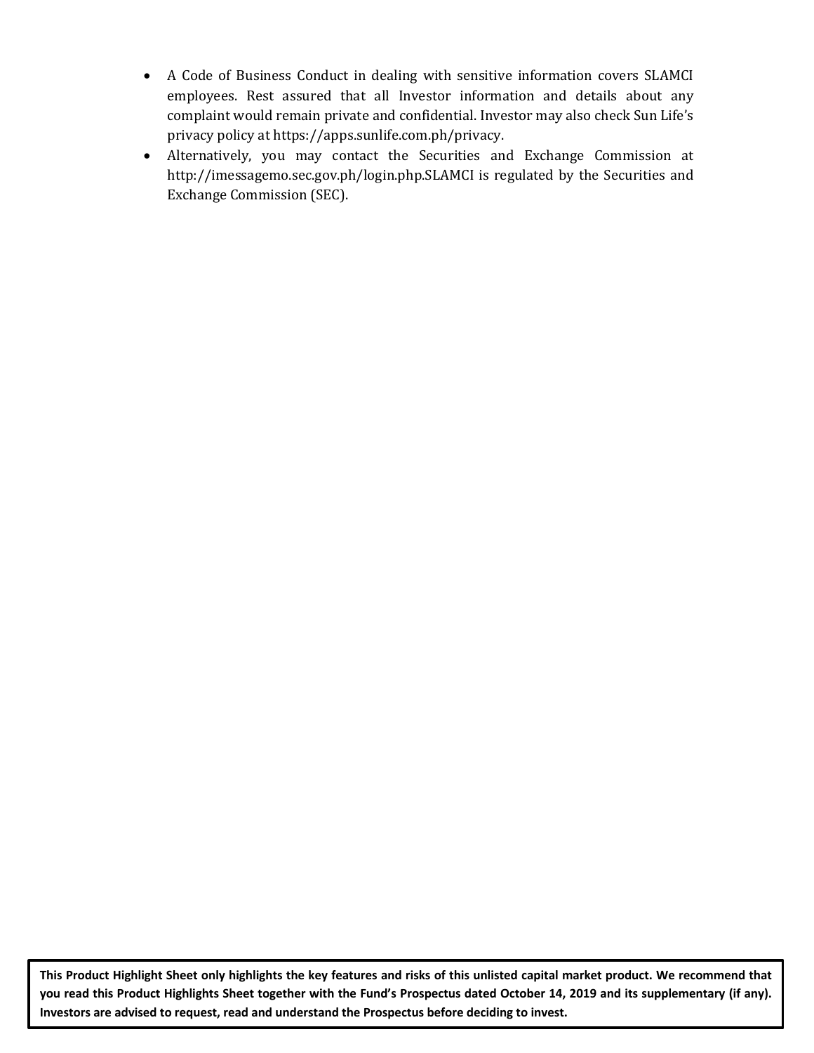- A Code of Business Conduct in dealing with sensitive information covers SLAMCI employees. Rest assured that all Investor information and details about any complaint would remain private and confidential. Investor may also check Sun Life's privacy policy at https://apps.sunlife.com.ph/privacy.
- Alternatively, you may contact the Securities and Exchange Commission at http://imessagemo.sec.gov.ph/login.php.SLAMCI is regulated by the Securities and Exchange Commission (SEC).

**This Product Highlight Sheet only highlights the key features and risks of this unlisted capital market product. We recommend that you read this Product Highlights Sheet together with the Fund's Prospectus dated October 14, 2019 and its supplementary (if any). Investors are advised to request, read and understand the Prospectus before deciding to invest.**